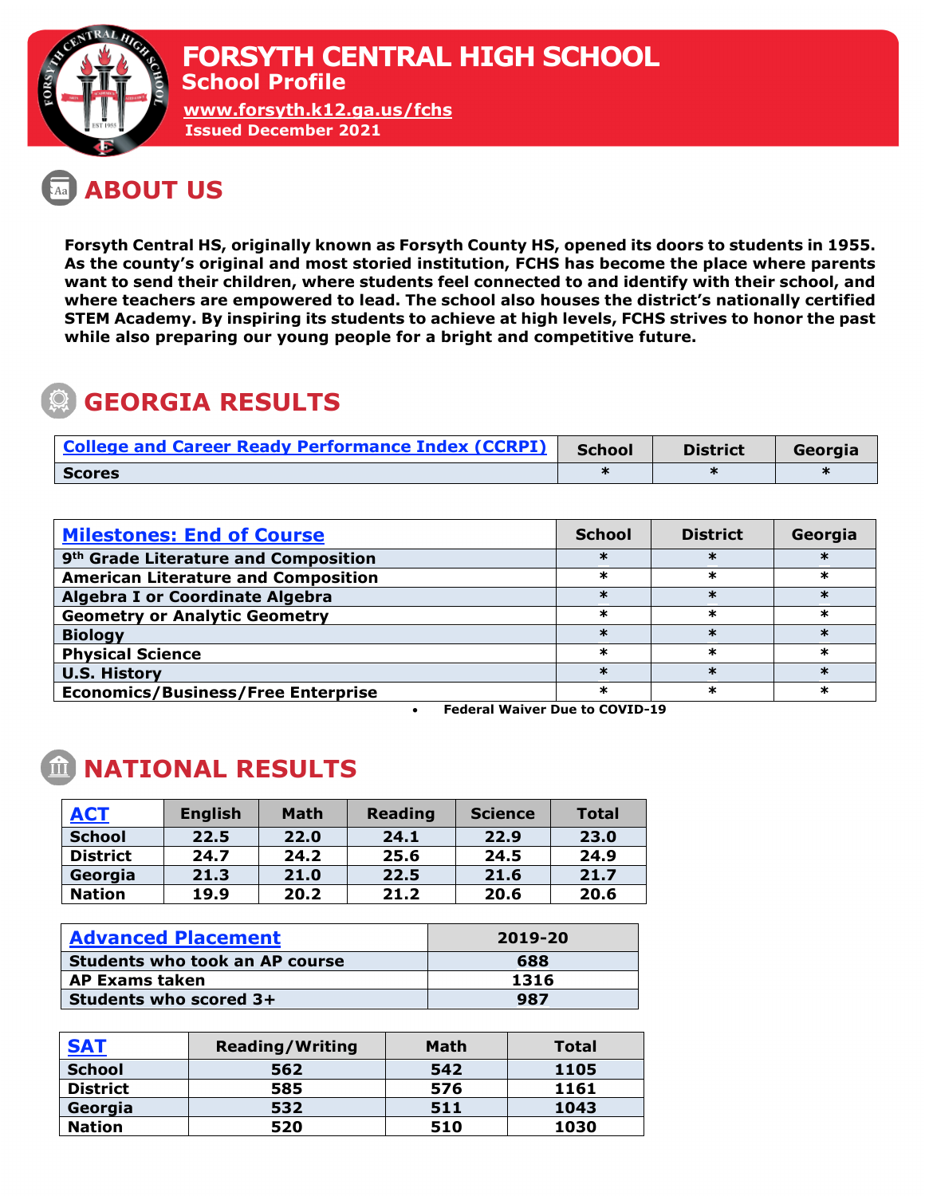# FORSYTH CENTRAL HIGH SCHOOL

## School Profile

www.forsyth.k12.ga.us/fchs

Issued December 2021

## ABOUT US

**Forsyth Central HS, originally known as Forsyth County HS, opened its doors to students in 1955. As the county's original and most storied institution, FCHS has become the place where parents want to send their children, where students feel connected to and identify with their school, and where teachers are empowered to lead. The school also houses the district's nationally certified STEM Academy. By inspiring its students to achieve at high levels, FCHS strives to honor the past while also preparing our young people for a bright and competitive future.**

## GEORGIA RESULTS

| College and Career Ready Performance Index (CCRPI) | School | District | Georgia |
|---|---|---|---|
| Scores | * | * | * |

| Milestones: End of Course | School | District | Georgia |
|---|---|---|---|
| 9th Grade Literature and Composition | * | * | * |
| American Literature and Composition | * | * | * |
| Algebra I or Coordinate Algebra | * | * | * |
| Geometry or Analytic Geometry | * | * | * |
| Biology | * | * | * |
| Physical Science | * | * | * |
| U.S. History | * | * | * |
| Economics/Business/Free Enterprise | * | * | * |

- **Federal Waiver Due to COVID-19**

## NATIONAL RESULTS

| ACT | English | Math | Reading | Science | Total |
|---|---|---|---|---|---|
| School | 22.5 | 22.0 | 24.1 | 22.9 | 23.0 |
| District | 24.7 | 24.2 | 25.6 | 24.5 | 24.9 |
| Georgia | 21.3 | 21.0 | 22.5 | 21.6 | 21.7 |
| Nation | 19.9 | 20.2 | 21.2 | 20.6 | 20.6 |

| Advanced Placement | 2019-20 |
|---|---|
| Students who took an AP course | 688 |
| AP Exams taken | 1316 |
| Students who scored 3+ | 987 |

| SAT | Reading/Writing | Math | Total |
|---|---|---|---|
| School | 562 | 542 | 1105 |
| District | 585 | 576 | 1161 |
| Georgia | 532 | 511 | 1043 |
| Nation | 520 | 510 | 1030 |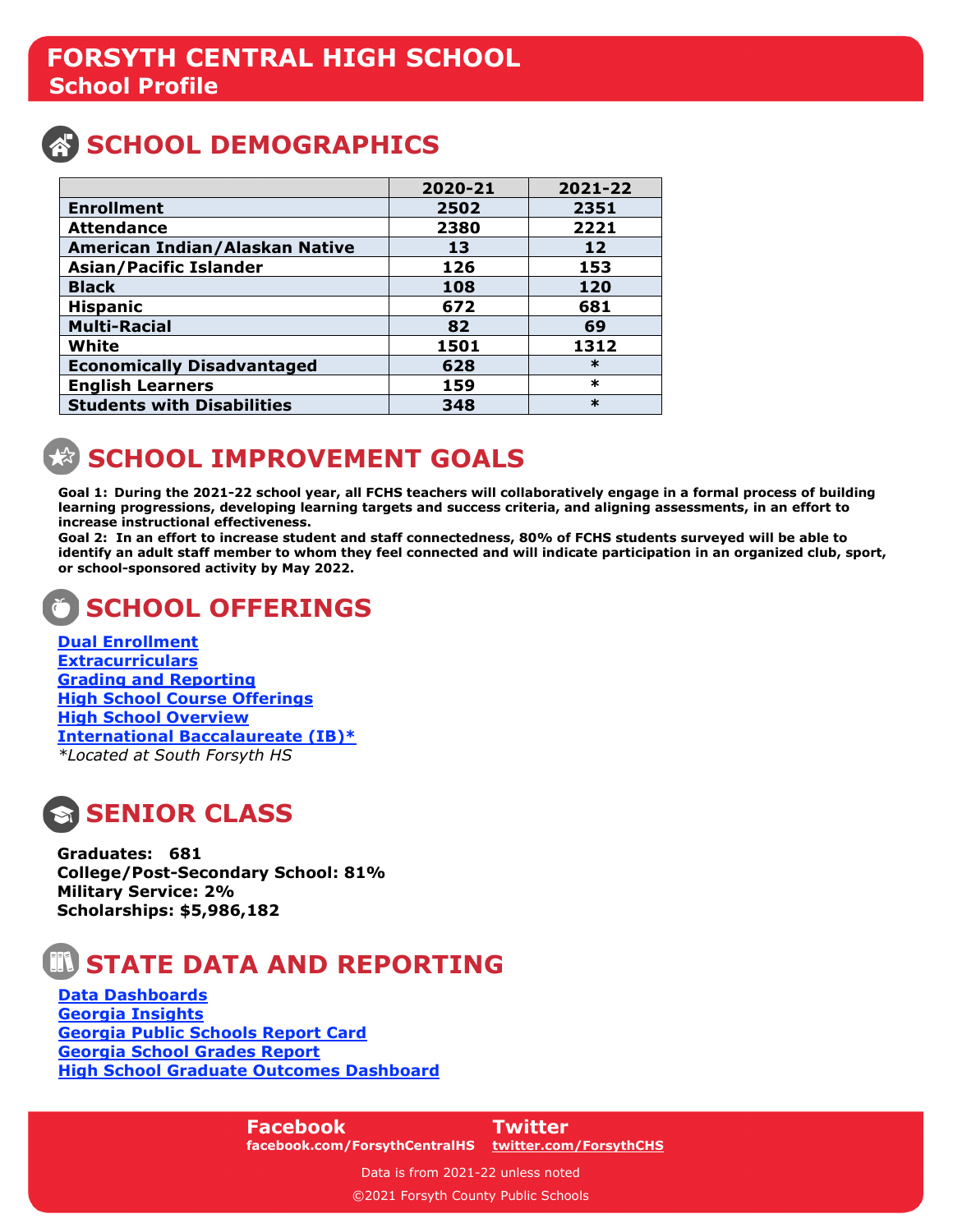# FORSYTH CENTRAL HIGH SCHOOL
## School Profile

## SCHOOL DEMOGRAPHICS

| | 2020-21 | 2021-22 |
|---|---|---|
| **Enrollment** | 2502 | 2351 |
| **Attendance** | 2380 | 2221 |
| **American Indian/Alaskan Native** | 13 | 12 |
| **Asian/Pacific Islander** | 126 | 153 |
| **Black** | 108 | 120 |
| **Hispanic** | 672 | 681 |
| **Multi-Racial** | 82 | 69 |
| **White** | 1501 | 1312 |
| **Economically Disadvantaged** | 628 | * |
| **English Learners** | 159 | * |
| **Students with Disabilities** | 348 | * |

## SCHOOL IMPROVEMENT GOALS

**Goal 1: During the 2021-22 school year, all FCHS teachers will collaboratively engage in a formal process of building learning progressions, developing learning targets and success criteria, and aligning assessments, in an effort to increase instructional effectiveness.**

**Goal 2: In an effort to increase student and staff connectedness, 80% of FCHS students surveyed will be able to identify an adult staff member to whom they feel connected and will indicate participation in an organized club, sport, or school-sponsored activity by May 2022.**

## SCHOOL OFFERINGS

**Dual Enrollment**
**Extracurriculars**
**Grading and Reporting**
**High School Course Offerings**
**High School Overview**
**International Baccalaureate (IB)***
*\*Located at South Forsyth HS*

## SENIOR CLASS

**Graduates: 681**
**College/Post-Secondary School: 81%**
**Military Service: 2%**
**Scholarships: $5,986,182**

## STATE DATA AND REPORTING

**Data Dashboards**
**Georgia Insights**
**Georgia Public Schools Report Card**
**Georgia School Grades Report**
**High School Graduate Outcomes Dashboard**

**Facebook**
facebook.com/ForsythCentralHS

**Twitter**
twitter.com/ForsythCHS

Data is from 2021-22 unless noted

©2021 Forsyth County Public Schools